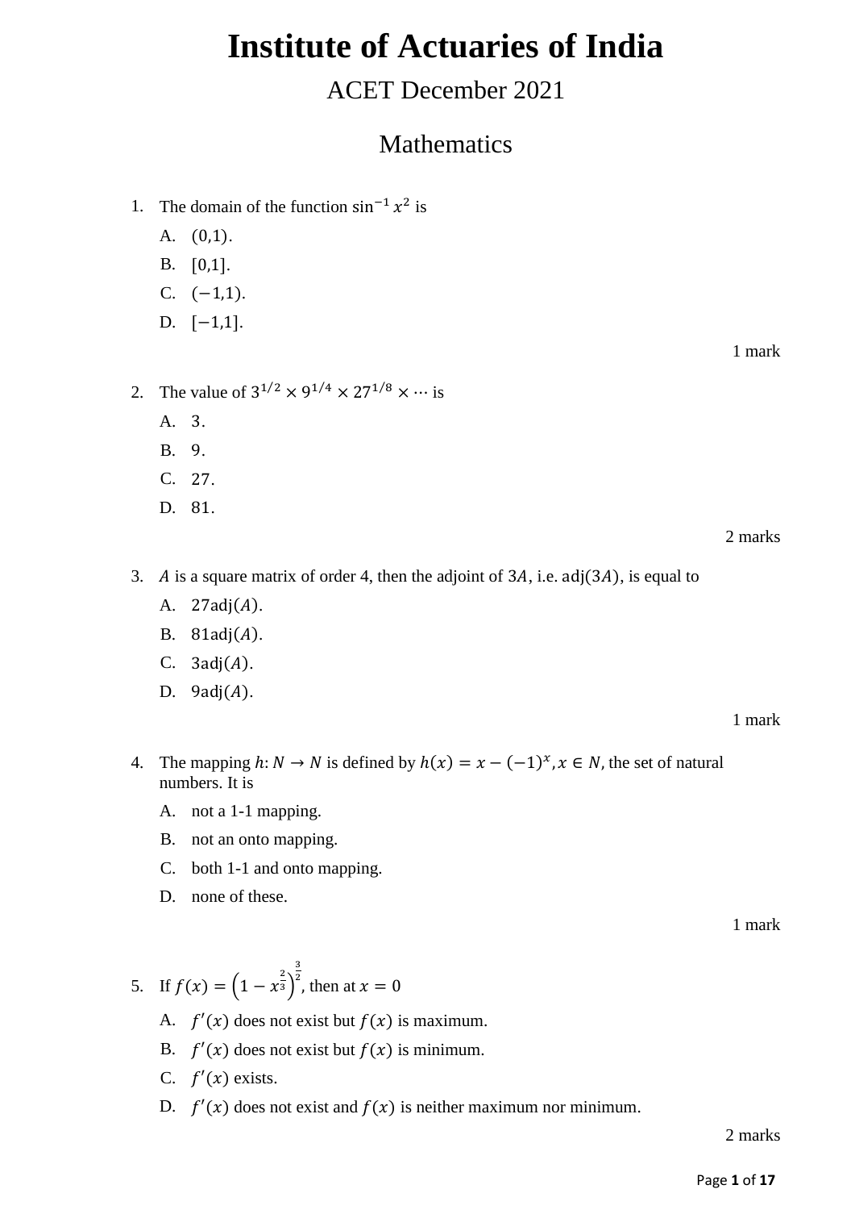# Institute of Actuaries of India

## ACET December 2021

## Mathematics

1. The domain of the function $\sin^{-1} x^2$ is
   - A. $(0,1)$.
   - B. $[0,1]$.
   - C. $(-1,1)$.
   - D. $[-1,1]$.

   1 mark

2. The value of $3^{1/2} \times 9^{1/4} \times 27^{1/8} \times \cdots$ is
   - A. $3$.
   - B. $9$.
   - C. $27$.
   - D. $81$.

   2 marks

3. $A$ is a square matrix of order 4, then the adjoint of $3A$, i.e. $\text{adj}(3A)$, is equal to
   - A. $27\text{adj}(A)$.
   - B. $81\text{adj}(A)$.
   - C. $3\text{adj}(A)$.
   - D. $9\text{adj}(A)$.

   1 mark

4. The mapping $h: N \to N$ is defined by $h(x) = x - (-1)^x, x \in N$, the set of natural numbers. It is
   - A. not a 1-1 mapping.
   - B. not an onto mapping.
   - C. both 1-1 and onto mapping.
   - D. none of these.

   1 mark

5. If $f(x) = \left(1 - x^{\frac{2}{3}}\right)^{\frac{3}{2}}$, then at $x = 0$
   - A. $f'(x)$ does not exist but $f(x)$ is maximum.
   - B. $f'(x)$ does not exist but $f(x)$ is minimum.
   - C. $f'(x)$ exists.
   - D. $f'(x)$ does not exist and $f(x)$ is neither maximum nor minimum.

   2 marks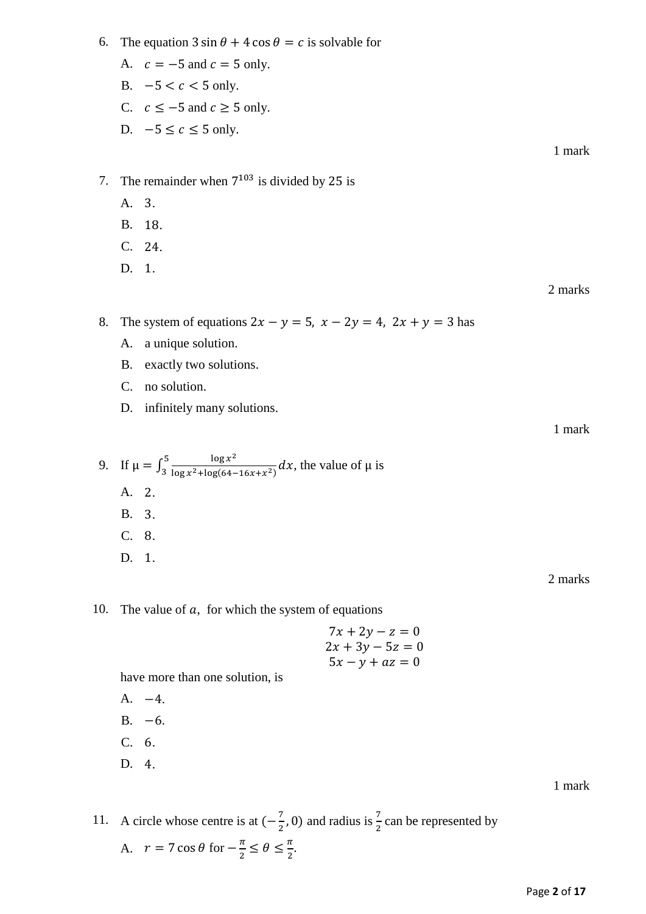6. The equation $3\sin\theta + 4\cos\theta = c$ is solvable for

   A. $c = -5$ and $c = 5$ only.

   B. $-5 < c < 5$ only.

   C. $c \leq -5$ and $c \geq 5$ only.

   D. $-5 \leq c \leq 5$ only.

1 mark

7. The remainder when $7^{103}$ is divided by $25$ is

   A. $3.$

   B. $18.$

   C. $24.$

   D. $1.$

2 marks

8. The system of equations $2x - y = 5,\ x - 2y = 4,\ 2x + y = 3$ has

   A. a unique solution.

   B. exactly two solutions.

   C. no solution.

   D. infinitely many solutions.

1 mark

9. If $\mu = \int_3^5 \frac{\log x^2}{\log x^2 + \log(64 - 16x + x^2)}\,dx$, the value of $\mu$ is

   A. $2.$

   B. $3.$

   C. $8.$

   D. $1.$

2 marks

10. The value of $a$, for which the system of equations

$$7x + 2y - z = 0$$
$$2x + 3y - 5z = 0$$
$$5x - y + az = 0$$

   have more than one solution, is

   A. $-4.$

   B. $-6.$

   C. $6.$

   D. $4.$

1 mark

11. A circle whose centre is at $(-\frac{7}{2}, 0)$ and radius is $\frac{7}{2}$ can be represented by

   A. $r = 7\cos\theta$ for $-\frac{\pi}{2} \leq \theta \leq \frac{\pi}{2}.$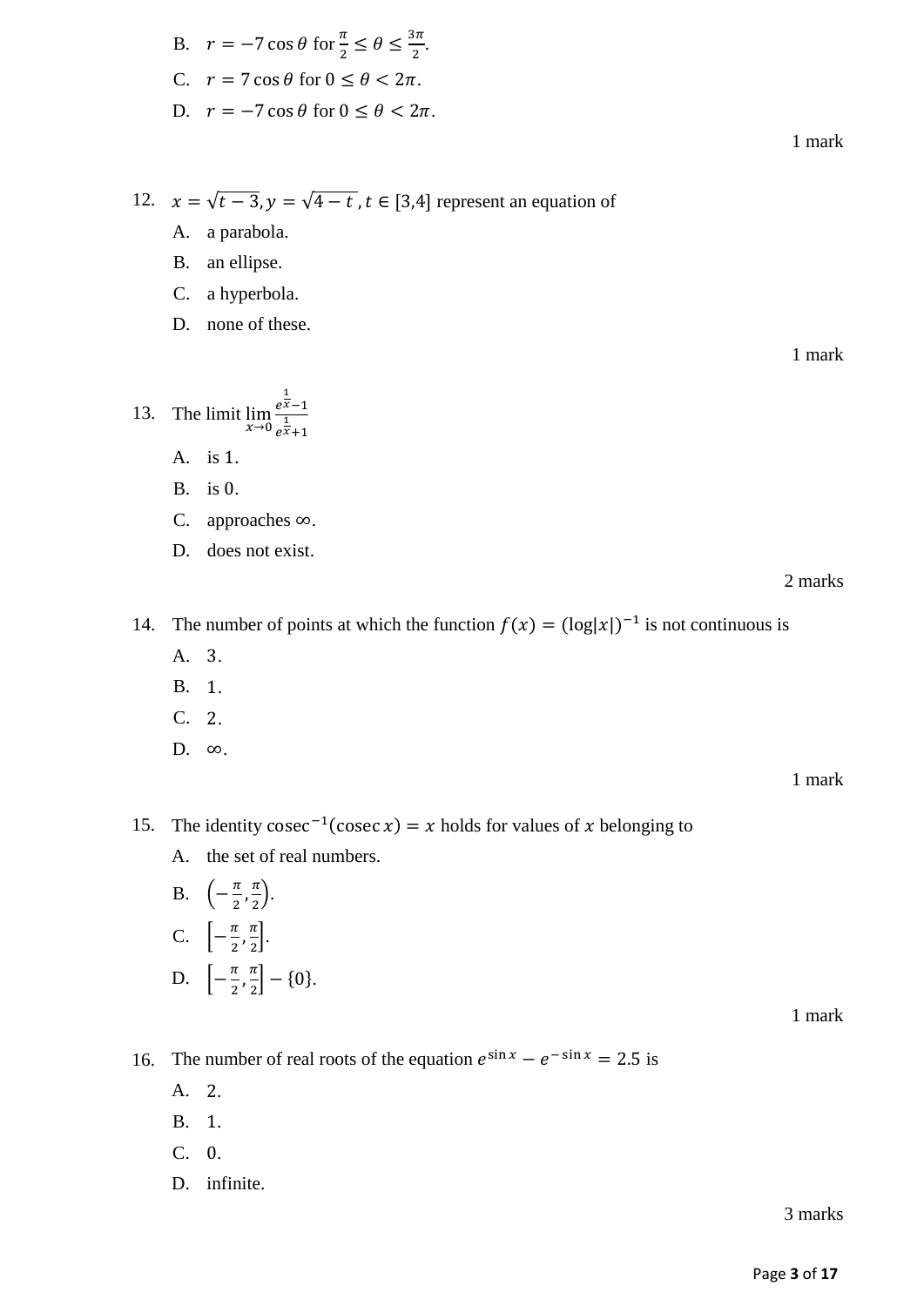B. $r = -7\cos\theta$ for $\frac{\pi}{2} \leq \theta \leq \frac{3\pi}{2}$.

C. $r = 7\cos\theta$ for $0 \leq \theta < 2\pi$.

D. $r = -7\cos\theta$ for $0 \leq \theta < 2\pi$.

1 mark

12. $x = \sqrt{t-3}, y = \sqrt{4-t}, t \in [3,4]$ represent an equation of

A. a parabola.

B. an ellipse.

C. a hyperbola.

D. none of these.

1 mark

13. The limit $\lim_{x \to 0} \frac{e^{\frac{1}{x}}-1}{e^{\frac{1}{x}}+1}$

A. is 1.

B. is 0.

C. approaches $\infty$.

D. does not exist.

2 marks

14. The number of points at which the function $f(x) = (\log|x|)^{-1}$ is not continuous is

A. 3.

B. 1.

C. 2.

D. $\infty$.

1 mark

15. The identity $\operatorname{cosec}^{-1}(\operatorname{cosec} x) = x$ holds for values of $x$ belonging to

A. the set of real numbers.

B. $\left(-\frac{\pi}{2}, \frac{\pi}{2}\right)$.

C. $\left[-\frac{\pi}{2}, \frac{\pi}{2}\right]$.

D. $\left[-\frac{\pi}{2}, \frac{\pi}{2}\right] - \{0\}$.

1 mark

16. The number of real roots of the equation $e^{\sin x} - e^{-\sin x} = 2.5$ is

A. 2.

B. 1.

C. 0.

D. infinite.

3 marks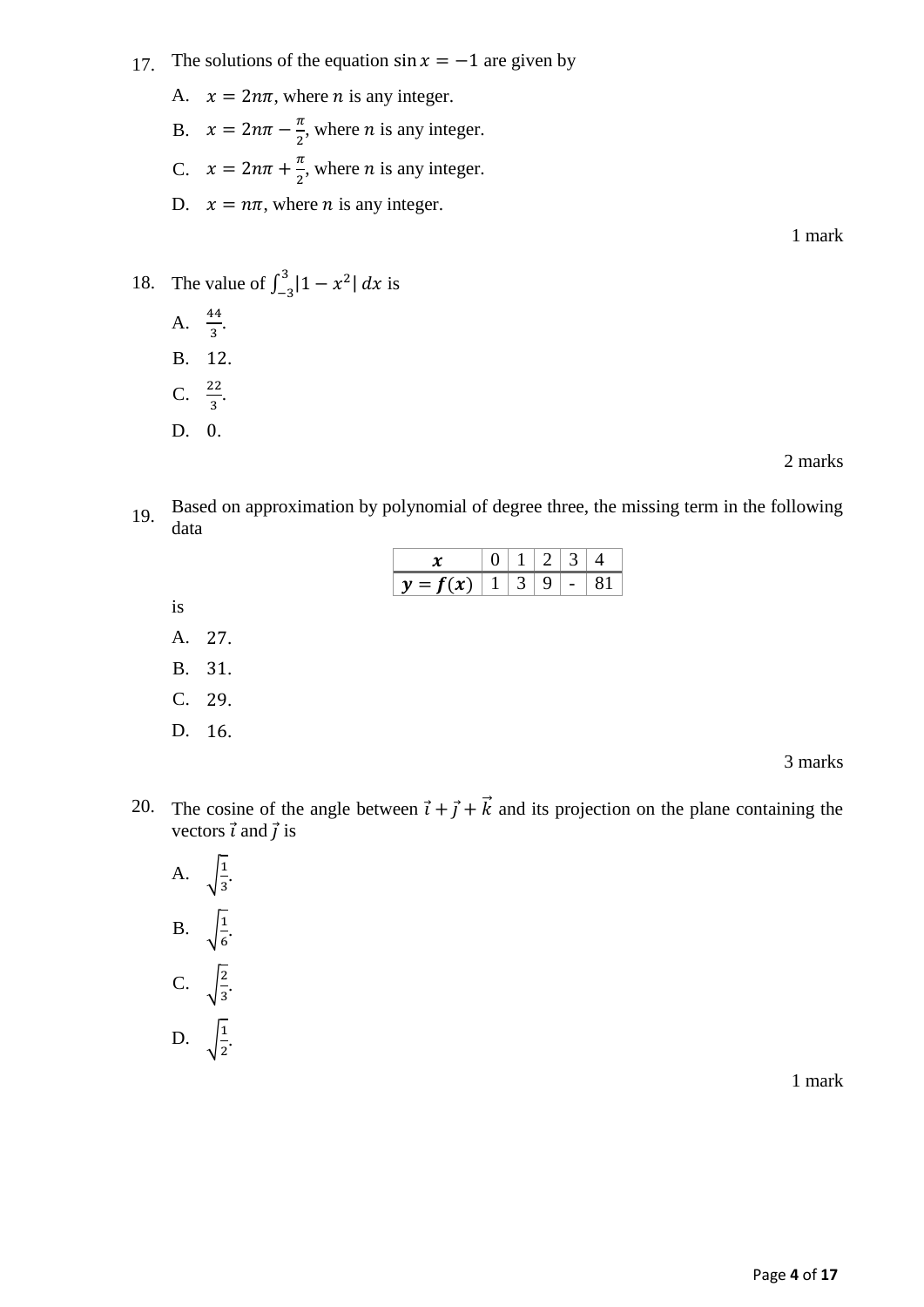17. The solutions of the equation $\sin x = -1$ are given by

 A. $x = 2n\pi$, where $n$ is any integer.

 B. $x = 2n\pi - \frac{\pi}{2}$, where $n$ is any integer.

 C. $x = 2n\pi + \frac{\pi}{2}$, where $n$ is any integer.

 D. $x = n\pi$, where $n$ is any integer.

1 mark

18. The value of $\int_{-3}^{3} |1 - x^2|\, dx$ is

 A. $\frac{44}{3}$.

 B. $12$.

 C. $\frac{22}{3}$.

 D. $0$.

2 marks

19. Based on approximation by polynomial of degree three, the missing term in the following data

| $x$ | 0 | 1 | 2 | 3 | 4 |
|---|---|---|---|---|---|
| $y = f(x)$ | 1 | 3 | 9 | - | 81 |

is

 A. $27$.

 B. $31$.

 C. $29$.

 D. $16$.

3 marks

20. The cosine of the angle between $\vec{i} + \vec{j} + \vec{k}$ and its projection on the plane containing the vectors $\vec{i}$ and $\vec{j}$ is

 A. $\sqrt{\frac{1}{3}}$.

 B. $\sqrt{\frac{1}{6}}$.

 C. $\sqrt{\frac{2}{3}}$.

 D. $\sqrt{\frac{1}{2}}$.

1 mark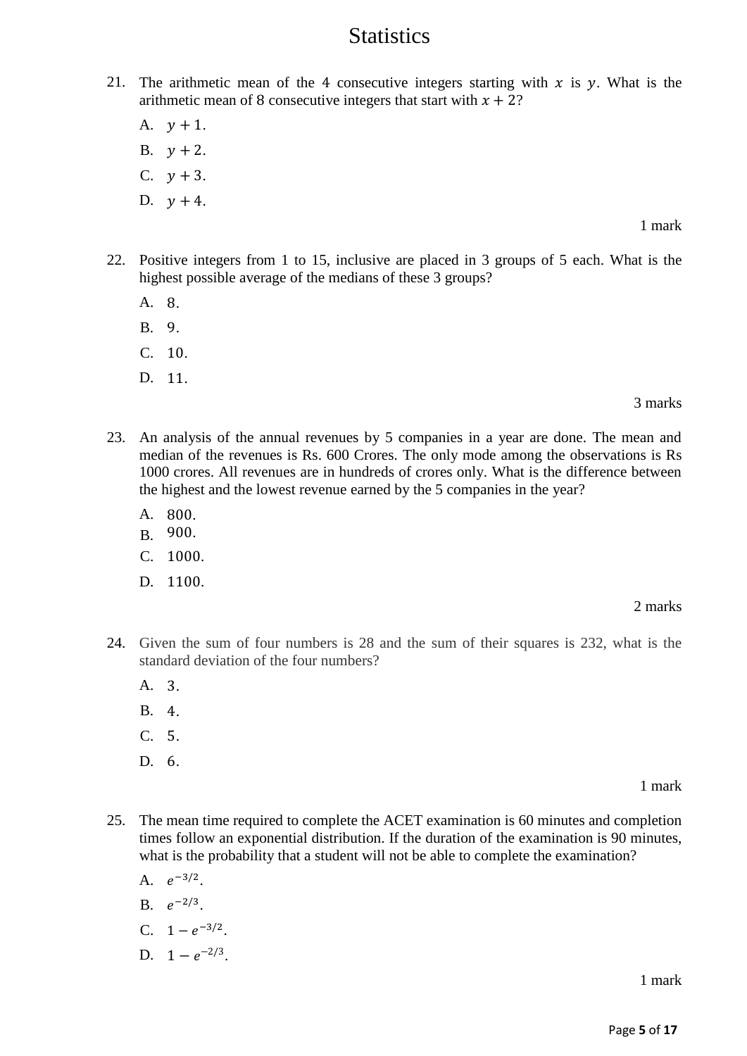# Statistics

21. The arithmetic mean of the 4 consecutive integers starting with $x$ is $y$. What is the arithmetic mean of 8 consecutive integers that start with $x + 2$?

    A. $y + 1$.

    B. $y + 2$.

    C. $y + 3$.

    D. $y + 4$.

    1 mark

22. Positive integers from 1 to 15, inclusive are placed in 3 groups of 5 each. What is the highest possible average of the medians of these 3 groups?

    A. 8.

    B. 9.

    C. 10.

    D. 11.

    3 marks

23. An analysis of the annual revenues by 5 companies in a year are done. The mean and median of the revenues is Rs. 600 Crores. The only mode among the observations is Rs 1000 crores. All revenues are in hundreds of crores only. What is the difference between the highest and the lowest revenue earned by the 5 companies in the year?

    A. 800.

    B. 900.

    C. 1000.

    D. 1100.

    2 marks

24. Given the sum of four numbers is 28 and the sum of their squares is 232, what is the standard deviation of the four numbers?

    A. 3.

    B. 4.

    C. 5.

    D. 6.

    1 mark

25. The mean time required to complete the ACET examination is 60 minutes and completion times follow an exponential distribution. If the duration of the examination is 90 minutes, what is the probability that a student will not be able to complete the examination?

    A. $e^{-3/2}$.

    B. $e^{-2/3}$.

    C. $1 - e^{-3/2}$.

    D. $1 - e^{-2/3}$.

    1 mark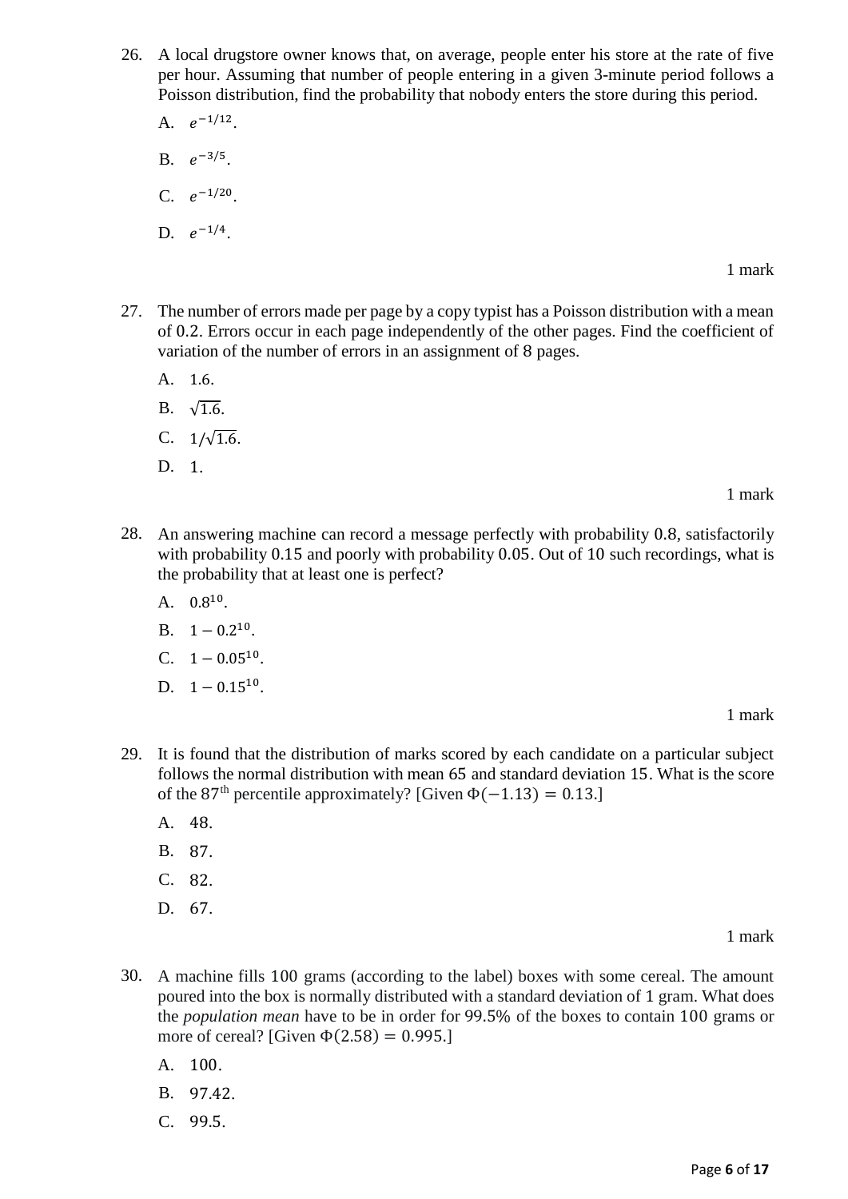26. A local drugstore owner knows that, on average, people enter his store at the rate of five per hour. Assuming that number of people entering in a given 3-minute period follows a Poisson distribution, find the probability that nobody enters the store during this period.

    A. $e^{-1/12}$.

    B. $e^{-3/5}$.

    C. $e^{-1/20}$.

    D. $e^{-1/4}$.

1 mark

27. The number of errors made per page by a copy typist has a Poisson distribution with a mean of 0.2. Errors occur in each page independently of the other pages. Find the coefficient of variation of the number of errors in an assignment of 8 pages.

    A. 1.6.

    B. $\sqrt{1.6}$.

    C. $1/\sqrt{1.6}$.

    D. 1.

1 mark

28. An answering machine can record a message perfectly with probability 0.8, satisfactorily with probability 0.15 and poorly with probability 0.05. Out of 10 such recordings, what is the probability that at least one is perfect?

    A. $0.8^{10}$.

    B. $1 - 0.2^{10}$.

    C. $1 - 0.05^{10}$.

    D. $1 - 0.15^{10}$.

1 mark

29. It is found that the distribution of marks scored by each candidate on a particular subject follows the normal distribution with mean 65 and standard deviation 15. What is the score of the 87th percentile approximately? [Given $\Phi(-1.13) = 0.13$.]

    A. 48.

    B. 87.

    C. 82.

    D. 67.

1 mark

30. A machine fills 100 grams (according to the label) boxes with some cereal. The amount poured into the box is normally distributed with a standard deviation of 1 gram. What does the *population mean* have to be in order for 99.5% of the boxes to contain 100 grams or more of cereal? [Given $\Phi(2.58) = 0.995$.]

    A. 100.

    B. 97.42.

    C. 99.5.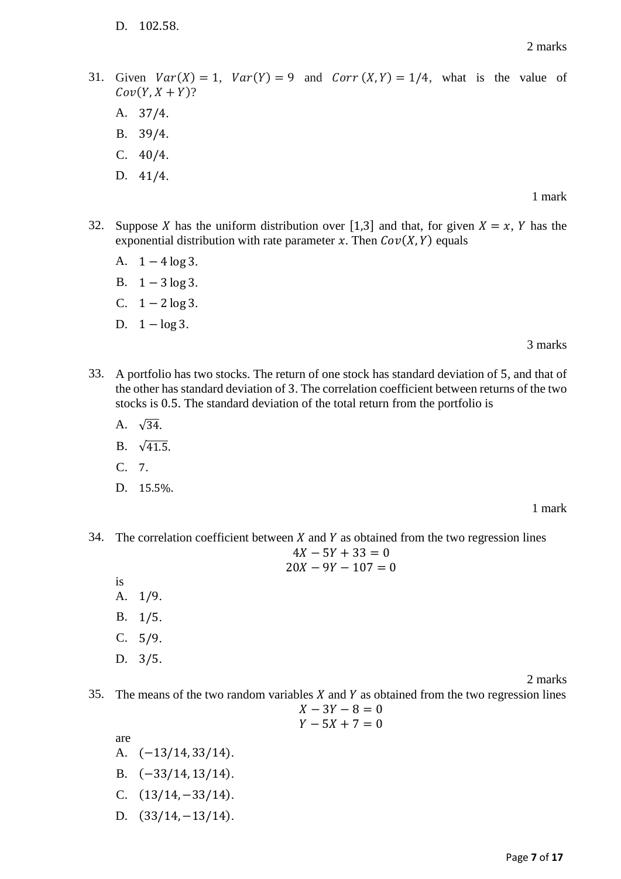D. 102.58.

2 marks

31. Given $Var(X) = 1$, $Var(Y) = 9$ and $Corr\,(X, Y) = 1/4$, what is the value of $Cov(Y, X + Y)$?

A. $37/4$.

B. $39/4$.

C. $40/4$.

D. $41/4$.

1 mark

32. Suppose $X$ has the uniform distribution over $[1,3]$ and that, for given $X = x$, $Y$ has the exponential distribution with rate parameter $x$. Then $Cov(X, Y)$ equals

A. $1 - 4\log 3$.

B. $1 - 3\log 3$.

C. $1 - 2\log 3$.

D. $1 - \log 3$.

3 marks

33. A portfolio has two stocks. The return of one stock has standard deviation of 5, and that of the other has standard deviation of 3. The correlation coefficient between returns of the two stocks is 0.5. The standard deviation of the total return from the portfolio is

A. $\sqrt{34}$.

B. $\sqrt{41.5}$.

C. 7.

D. 15.5%.

1 mark

34. The correlation coefficient between $X$ and $Y$ as obtained from the two regression lines

$$4X - 5Y + 33 = 0$$
$$20X - 9Y - 107 = 0$$

is

A. $1/9$.

B. $1/5$.

C. $5/9$.

D. $3/5$.

2 marks

35. The means of the two random variables $X$ and $Y$ as obtained from the two regression lines

$$X - 3Y - 8 = 0$$
$$Y - 5X + 7 = 0$$

are

A. $(-13/14, 33/14)$.

B. $(-33/14, 13/14)$.

C. $(13/14, -33/14)$.

D. $(33/14, -13/14)$.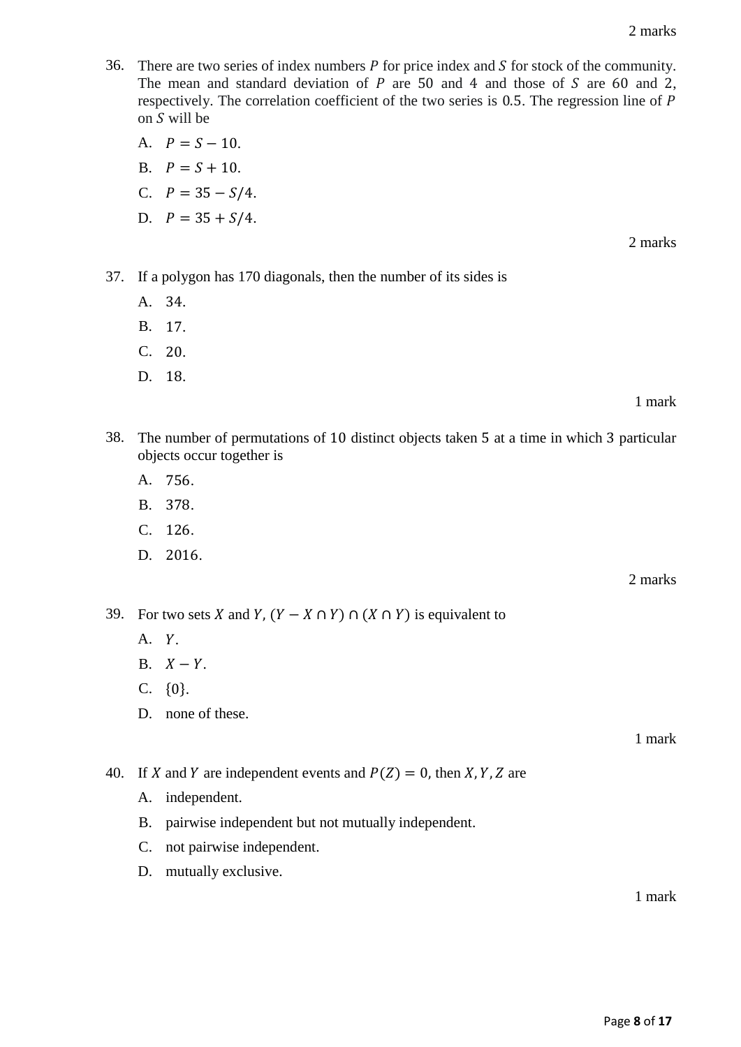2 marks

36. There are two series of index numbers $P$ for price index and $S$ for stock of the community. The mean and standard deviation of $P$ are $50$ and $4$ and those of $S$ are $60$ and $2$, respectively. The correlation coefficient of the two series is $0.5$. The regression line of $P$ on $S$ will be

   A. $P = S - 10.$

   B. $P = S + 10.$

   C. $P = 35 - S/4.$

   D. $P = 35 + S/4.$

2 marks

37. If a polygon has 170 diagonals, then the number of its sides is

   A. $34.$

   B. $17.$

   C. $20.$

   D. $18.$

1 mark

38. The number of permutations of $10$ distinct objects taken $5$ at a time in which $3$ particular objects occur together is

   A. $756.$

   B. $378.$

   C. $126.$

   D. $2016.$

2 marks

39. For two sets $X$ and $Y$, $(Y - X \cap Y) \cap (X \cap Y)$ is equivalent to

   A. $Y.$

   B. $X - Y.$

   C. $\{0\}.$

   D. none of these.

1 mark

40. If $X$ and $Y$ are independent events and $P(Z) = 0$, then $X, Y, Z$ are

   A. independent.

   B. pairwise independent but not mutually independent.

   C. not pairwise independent.

   D. mutually exclusive.

1 mark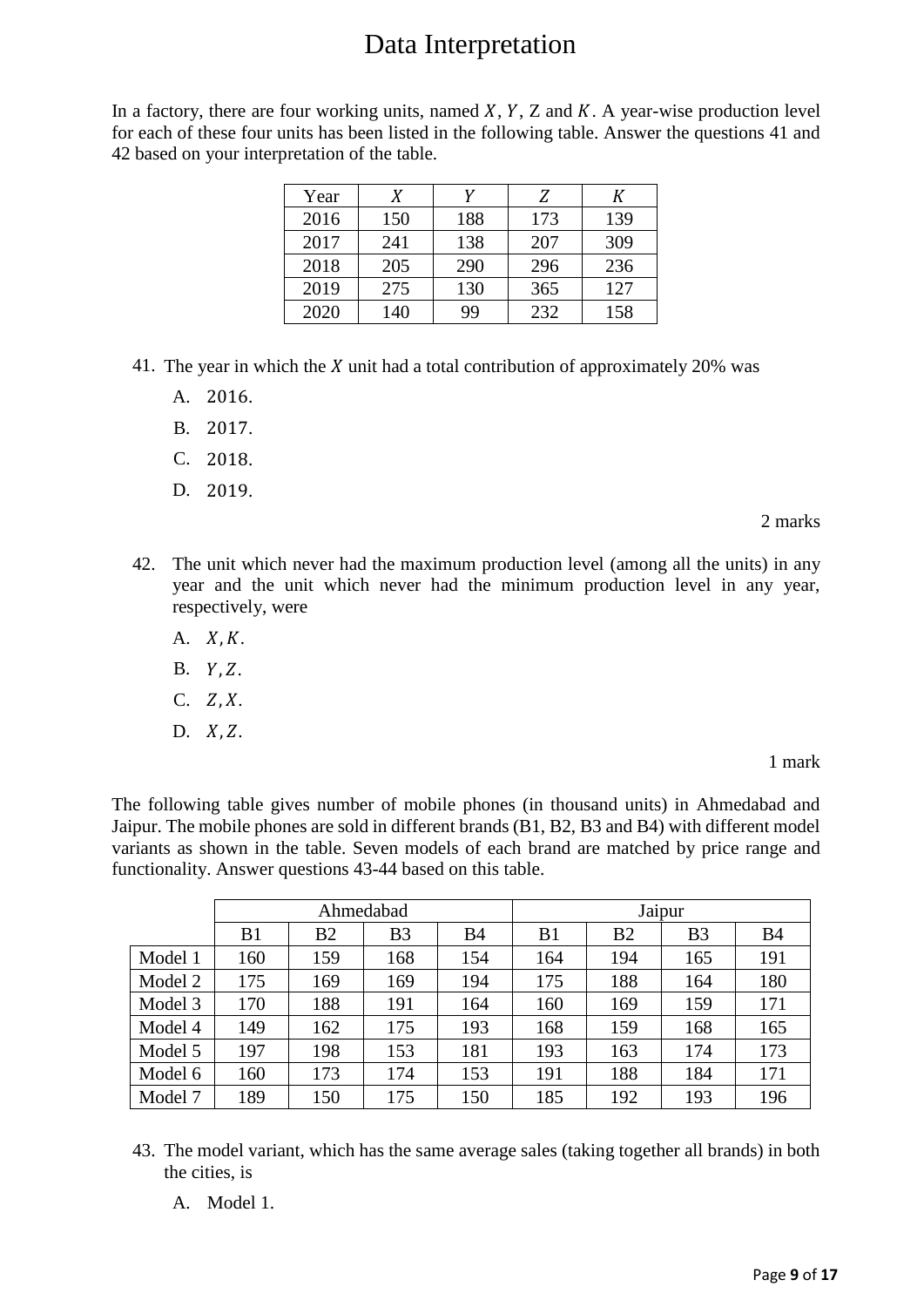# Data Interpretation

In a factory, there are four working units, named $X$, $Y$, Z and $K$. A year-wise production level for each of these four units has been listed in the following table. Answer the questions 41 and 42 based on your interpretation of the table.

| Year | $X$ | $Y$ | $Z$ | $K$ |
|---|---|---|---|---|
| 2016 | 150 | 188 | 173 | 139 |
| 2017 | 241 | 138 | 207 | 309 |
| 2018 | 205 | 290 | 296 | 236 |
| 2019 | 275 | 130 | 365 | 127 |
| 2020 | 140 | 99 | 232 | 158 |

41. The year in which the $X$ unit had a total contribution of approximately 20% was

    A. 2016.

    B. 2017.

    C. 2018.

    D. 2019.

2 marks

42. The unit which never had the maximum production level (among all the units) in any year and the unit which never had the minimum production level in any year, respectively, were

    A. $X, K$.

    B. $Y, Z$.

    C. $Z, X$.

    D. $X, Z$.

1 mark

The following table gives number of mobile phones (in thousand units) in Ahmedabad and Jaipur. The mobile phones are sold in different brands (B1, B2, B3 and B4) with different model variants as shown in the table. Seven models of each brand are matched by price range and functionality. Answer questions 43-44 based on this table.

| | Ahmedabad | | | | Jaipur | | | |
|---|---|---|---|---|---|---|---|---|
| | B1 | B2 | B3 | B4 | B1 | B2 | B3 | B4 |
| Model 1 | 160 | 159 | 168 | 154 | 164 | 194 | 165 | 191 |
| Model 2 | 175 | 169 | 169 | 194 | 175 | 188 | 164 | 180 |
| Model 3 | 170 | 188 | 191 | 164 | 160 | 169 | 159 | 171 |
| Model 4 | 149 | 162 | 175 | 193 | 168 | 159 | 168 | 165 |
| Model 5 | 197 | 198 | 153 | 181 | 193 | 163 | 174 | 173 |
| Model 6 | 160 | 173 | 174 | 153 | 191 | 188 | 184 | 171 |
| Model 7 | 189 | 150 | 175 | 150 | 185 | 192 | 193 | 196 |

43. The model variant, which has the same average sales (taking together all brands) in both the cities, is

    A. Model 1.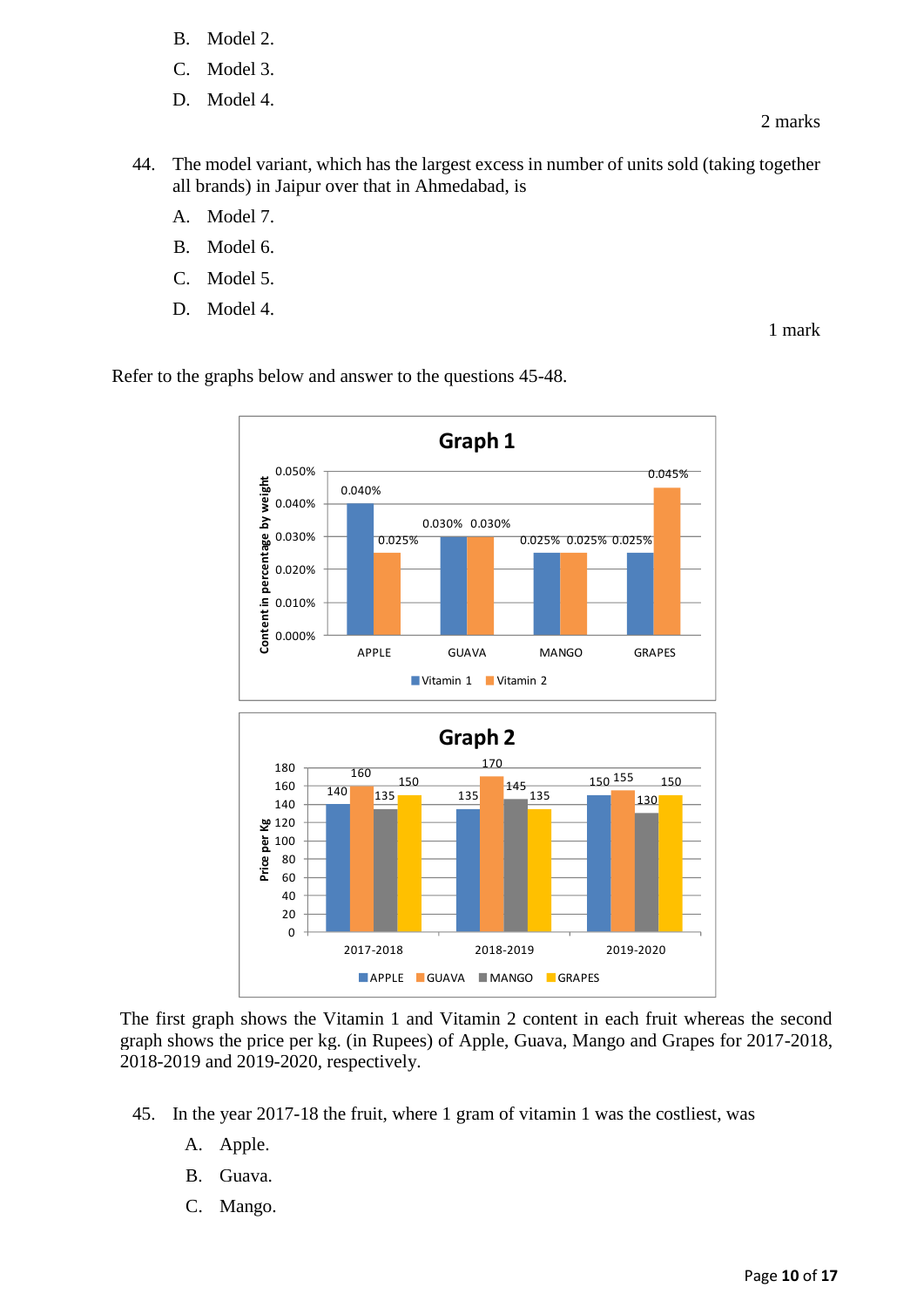B. Model 2.

C. Model 3.

D. Model 4.

2 marks

44. The model variant, which has the largest excess in number of units sold (taking together all brands) in Jaipur over that in Ahmedabad, is

A. Model 7.

B. Model 6.

C. Model 5.

D. Model 4.

1 mark

Refer to the graphs below and answer to the questions 45-48.

**Graph 1**

| Fruit | Vitamin 1 | Vitamin 2 |
|---|---|---|
| APPLE | 0.040% | 0.025% |
| GUAVA | 0.030% | 0.030% |
| MANGO | 0.025% | 0.025% |
| GRAPES | 0.025% | 0.045% |

(Y-axis: Content in percentage by weight)

**Graph 2**

| Year | APPLE | GUAVA | MANGO | GRAPES |
|---|---|---|---|---|
| 2017-2018 | 140 | 160 | 135 | 150 |
| 2018-2019 | 135 | 170 | 145 | 135 |
| 2019-2020 | 150 | 155 | 130 | 150 |

(Y-axis: Price per Kg)

The first graph shows the Vitamin 1 and Vitamin 2 content in each fruit whereas the second graph shows the price per kg. (in Rupees) of Apple, Guava, Mango and Grapes for 2017-2018, 2018-2019 and 2019-2020, respectively.

45. In the year 2017-18 the fruit, where 1 gram of vitamin 1 was the costliest, was

A. Apple.

B. Guava.

C. Mango.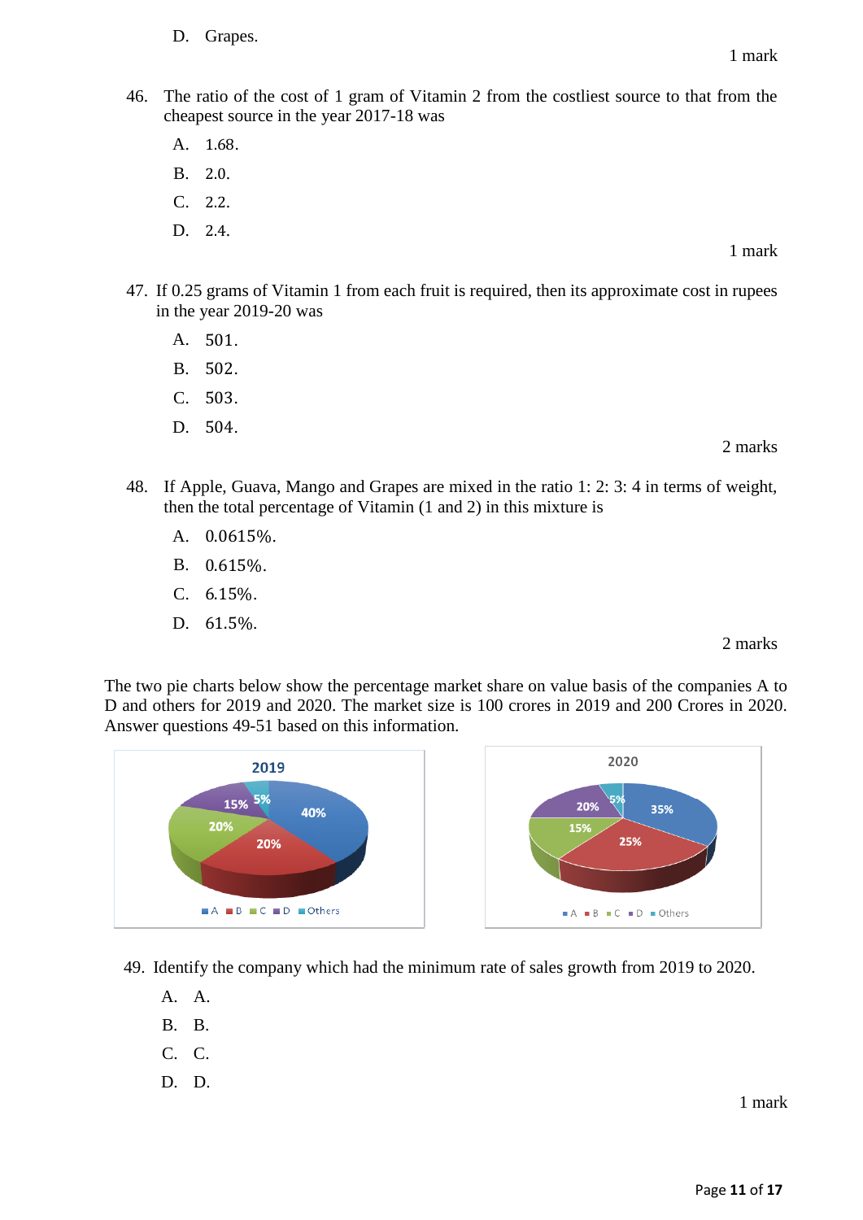D. Grapes.

1 mark

46. The ratio of the cost of 1 gram of Vitamin 2 from the costliest source to that from the cheapest source in the year 2017-18 was

 A. 1.68.

 B. 2.0.

 C. 2.2.

 D. 2.4.

1 mark

47. If 0.25 grams of Vitamin 1 from each fruit is required, then its approximate cost in rupees in the year 2019-20 was

 A. 501.

 B. 502.

 C. 503.

 D. 504.

2 marks

48. If Apple, Guava, Mango and Grapes are mixed in the ratio 1: 2: 3: 4 in terms of weight, then the total percentage of Vitamin (1 and 2) in this mixture is

 A. 0.0615%.

 B. 0.615%.

 C. 6.15%.

 D. 61.5%.

2 marks

The two pie charts below show the percentage market share on value basis of the companies A to D and others for 2019 and 2020. The market size is 100 crores in 2019 and 200 Crores in 2020. Answer questions 49-51 based on this information.

**2019**

| Company | Share |
|---|---|
| A | 40% |
| B | 20% |
| C | 20% |
| D | 15% |
| Others | 5% |

**2020**

| Company | Share |
|---|---|
| A | 35% |
| B | 25% |
| C | 15% |
| D | 20% |
| Others | 5% |

49. Identify the company which had the minimum rate of sales growth from 2019 to 2020.

 A. A.

 B. B.

 C. C.

 D. D.

1 mark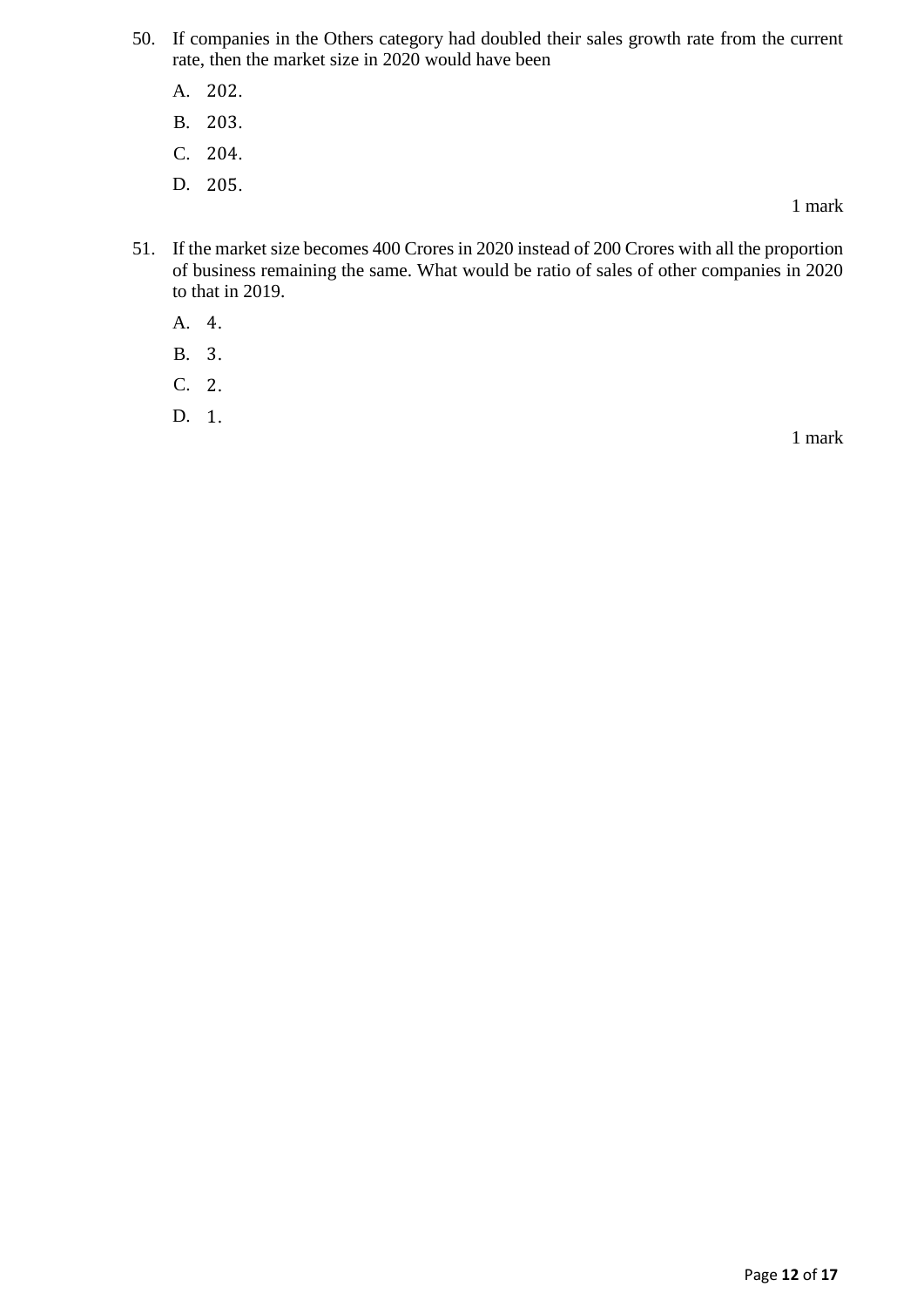50. If companies in the Others category had doubled their sales growth rate from the current rate, then the market size in 2020 would have been

    A. 202.

    B. 203.

    C. 204.

    D. 205.

    1 mark

51. If the market size becomes 400 Crores in 2020 instead of 200 Crores with all the proportion of business remaining the same. What would be ratio of sales of other companies in 2020 to that in 2019.

    A. 4.

    B. 3.

    C. 2.

    D. 1.

    1 mark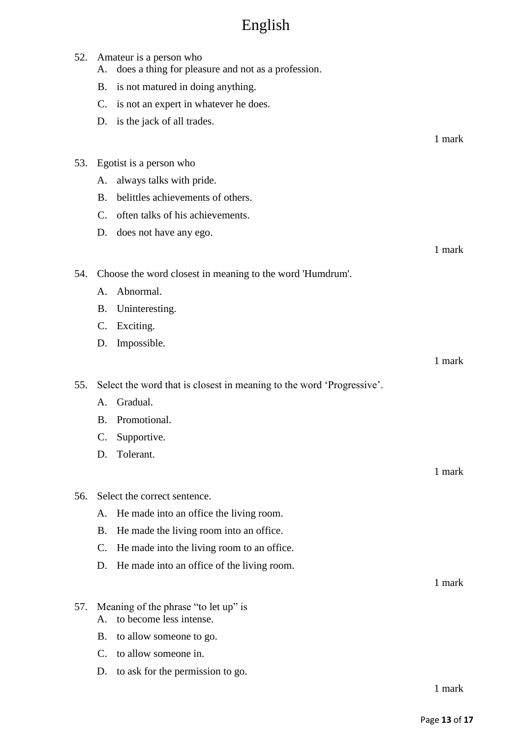# English

52. Amateur is a person who
    - A. does a thing for pleasure and not as a profession.
    - B. is not matured in doing anything.
    - C. is not an expert in whatever he does.
    - D. is the jack of all trades.

1 mark

53. Egotist is a person who
    - A. always talks with pride.
    - B. belittles achievements of others.
    - C. often talks of his achievements.
    - D. does not have any ego.

1 mark

54. Choose the word closest in meaning to the word 'Humdrum'.
    - A. Abnormal.
    - B. Uninteresting.
    - C. Exciting.
    - D. Impossible.

1 mark

55. Select the word that is closest in meaning to the word 'Progressive'.
    - A. Gradual.
    - B. Promotional.
    - C. Supportive.
    - D. Tolerant.

1 mark

56. Select the correct sentence.
    - A. He made into an office the living room.
    - B. He made the living room into an office.
    - C. He made into the living room to an office.
    - D. He made into an office of the living room.

1 mark

57. Meaning of the phrase "to let up" is
    - A. to become less intense.
    - B. to allow someone to go.
    - C. to allow someone in.
    - D. to ask for the permission to go.

1 mark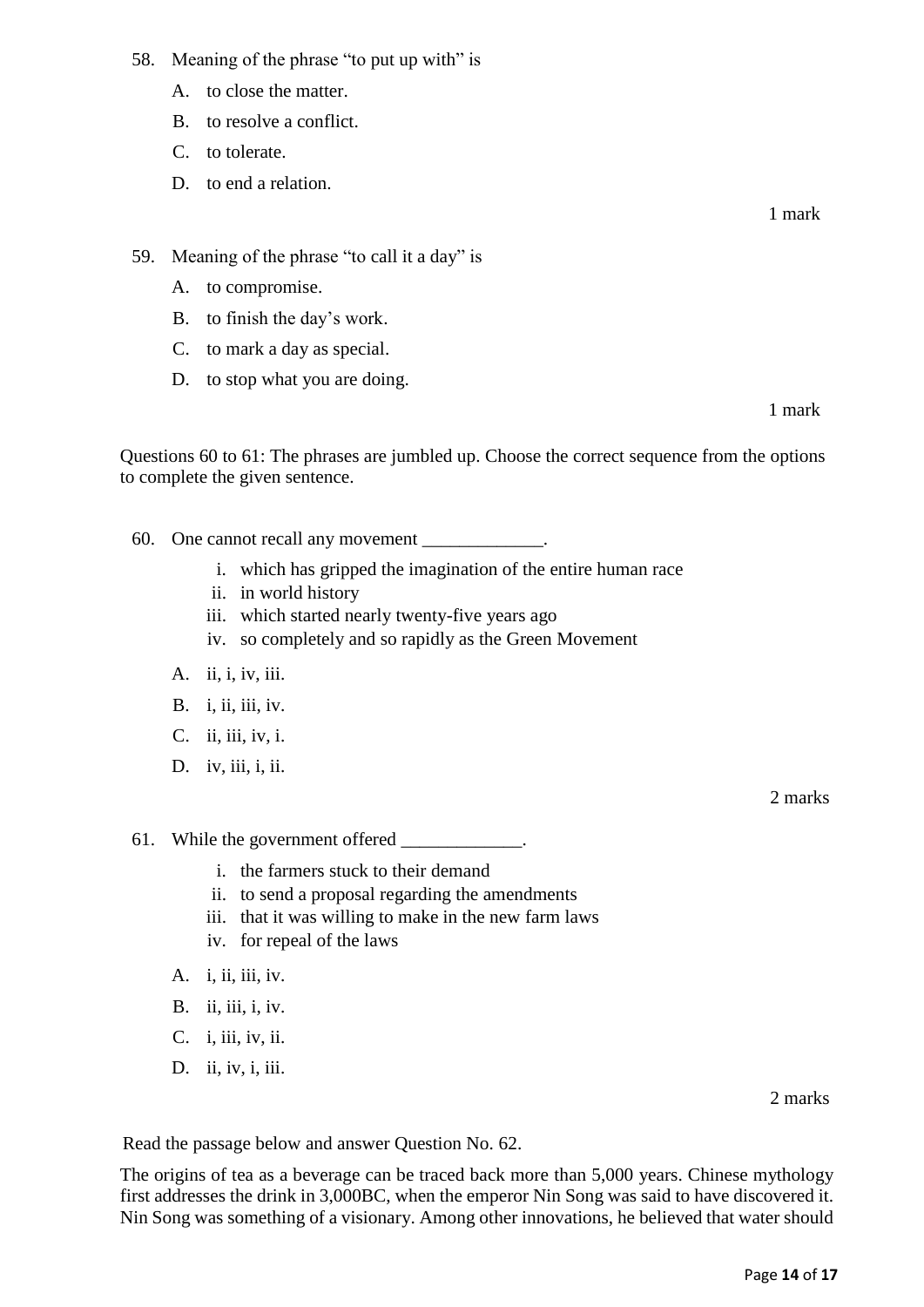58. Meaning of the phrase "to put up with" is

    A. to close the matter.

    B. to resolve a conflict.

    C. to tolerate.

    D. to end a relation.

1 mark

59. Meaning of the phrase "to call it a day" is

    A. to compromise.

    B. to finish the day's work.

    C. to mark a day as special.

    D. to stop what you are doing.

1 mark

Questions 60 to 61: The phrases are jumbled up. Choose the correct sequence from the options to complete the given sentence.

60. One cannot recall any movement _____________.

    i. which has gripped the imagination of the entire human race
    ii. in world history
    iii. which started nearly twenty-five years ago
    iv. so completely and so rapidly as the Green Movement

    A. ii, i, iv, iii.

    B. i, ii, iii, iv.

    C. ii, iii, iv, i.

    D. iv, iii, i, ii.

2 marks

61. While the government offered _____________.

    i. the farmers stuck to their demand
    ii. to send a proposal regarding the amendments
    iii. that it was willing to make in the new farm laws
    iv. for repeal of the laws

    A. i, ii, iii, iv.

    B. ii, iii, i, iv.

    C. i, iii, iv, ii.

    D. ii, iv, i, iii.

2 marks

Read the passage below and answer Question No. 62.

The origins of tea as a beverage can be traced back more than 5,000 years. Chinese mythology first addresses the drink in 3,000BC, when the emperor Nin Song was said to have discovered it. Nin Song was something of a visionary. Among other innovations, he believed that water should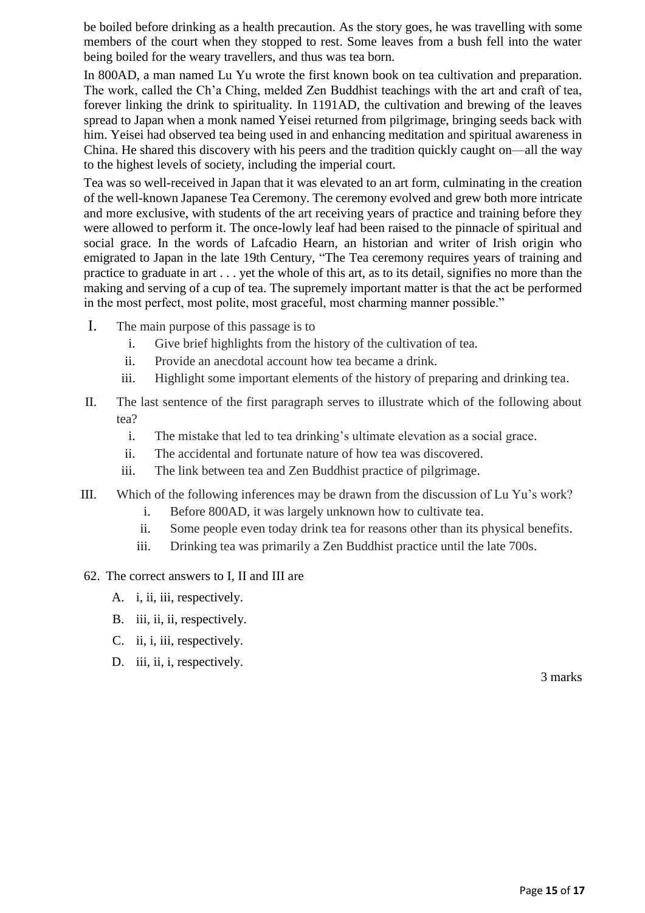be boiled before drinking as a health precaution. As the story goes, he was travelling with some members of the court when they stopped to rest. Some leaves from a bush fell into the water being boiled for the weary travellers, and thus was tea born.

In 800AD, a man named Lu Yu wrote the first known book on tea cultivation and preparation. The work, called the Ch'a Ching, melded Zen Buddhist teachings with the art and craft of tea, forever linking the drink to spirituality. In 1191AD, the cultivation and brewing of the leaves spread to Japan when a monk named Yeisei returned from pilgrimage, bringing seeds back with him. Yeisei had observed tea being used in and enhancing meditation and spiritual awareness in China. He shared this discovery with his peers and the tradition quickly caught on—all the way to the highest levels of society, including the imperial court.

Tea was so well-received in Japan that it was elevated to an art form, culminating in the creation of the well-known Japanese Tea Ceremony. The ceremony evolved and grew both more intricate and more exclusive, with students of the art receiving years of practice and training before they were allowed to perform it. The once-lowly leaf had been raised to the pinnacle of spiritual and social grace. In the words of Lafcadio Hearn, an historian and writer of Irish origin who emigrated to Japan in the late 19th Century, "The Tea ceremony requires years of training and practice to graduate in art . . . yet the whole of this art, as to its detail, signifies no more than the making and serving of a cup of tea. The supremely important matter is that the act be performed in the most perfect, most polite, most graceful, most charming manner possible."

I. The main purpose of this passage is to

   i. Give brief highlights from the history of the cultivation of tea.
   ii. Provide an anecdotal account how tea became a drink.
   iii. Highlight some important elements of the history of preparing and drinking tea.

II. The last sentence of the first paragraph serves to illustrate which of the following about tea?

   i. The mistake that led to tea drinking's ultimate elevation as a social grace.
   ii. The accidental and fortunate nature of how tea was discovered.
   iii. The link between tea and Zen Buddhist practice of pilgrimage.

III. Which of the following inferences may be drawn from the discussion of Lu Yu's work?

   i. Before 800AD, it was largely unknown how to cultivate tea.
   ii. Some people even today drink tea for reasons other than its physical benefits.
   iii. Drinking tea was primarily a Zen Buddhist practice until the late 700s.

62. The correct answers to I, II and III are

   A. i, ii, iii, respectively.
   B. iii, ii, ii, respectively.
   C. ii, i, iii, respectively.
   D. iii, ii, i, respectively.

3 marks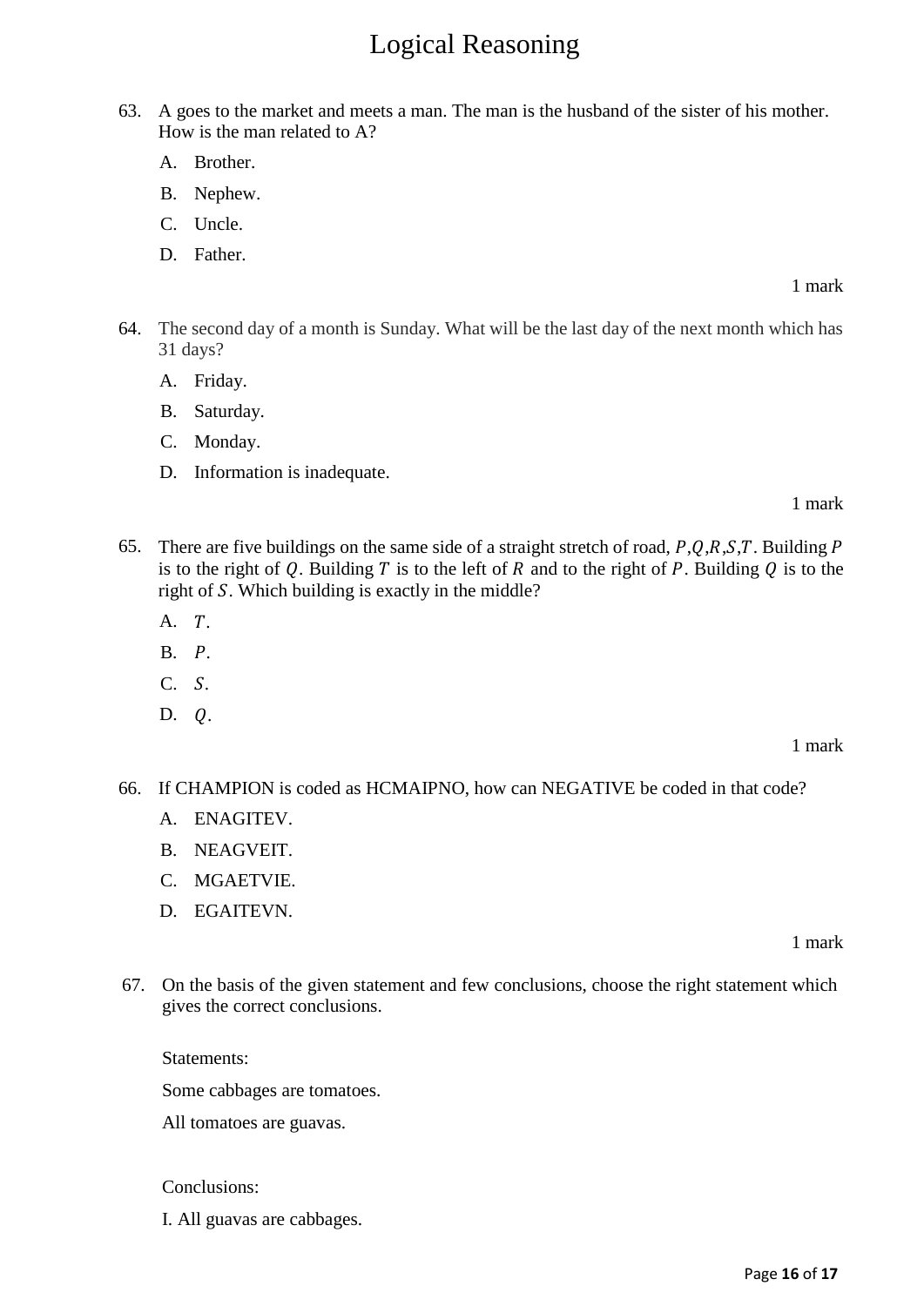# Logical Reasoning

63. A goes to the market and meets a man. The man is the husband of the sister of his mother. How is the man related to A?

    A. Brother.

    B. Nephew.

    C. Uncle.

    D. Father.

1 mark

64. The second day of a month is Sunday. What will be the last day of the next month which has 31 days?

    A. Friday.

    B. Saturday.

    C. Monday.

    D. Information is inadequate.

1 mark

65. There are five buildings on the same side of a straight stretch of road, $P$,$Q$,$R$,$S$,$T$. Building $P$ is to the right of $Q$. Building $T$ is to the left of $R$ and to the right of $P$. Building $Q$ is to the right of $S$. Which building is exactly in the middle?

    A. $T$.

    B. $P$.

    C. $S$.

    D. $Q$.

1 mark

66. If CHAMPION is coded as HCMAIPNO, how can NEGATIVE be coded in that code?

    A. ENAGITEV.

    B. NEAGVEIT.

    C. MGAETVIE.

    D. EGAITEVN.

1 mark

67. On the basis of the given statement and few conclusions, choose the right statement which gives the correct conclusions.

    Statements:

    Some cabbages are tomatoes.

    All tomatoes are guavas.

    Conclusions:

    I. All guavas are cabbages.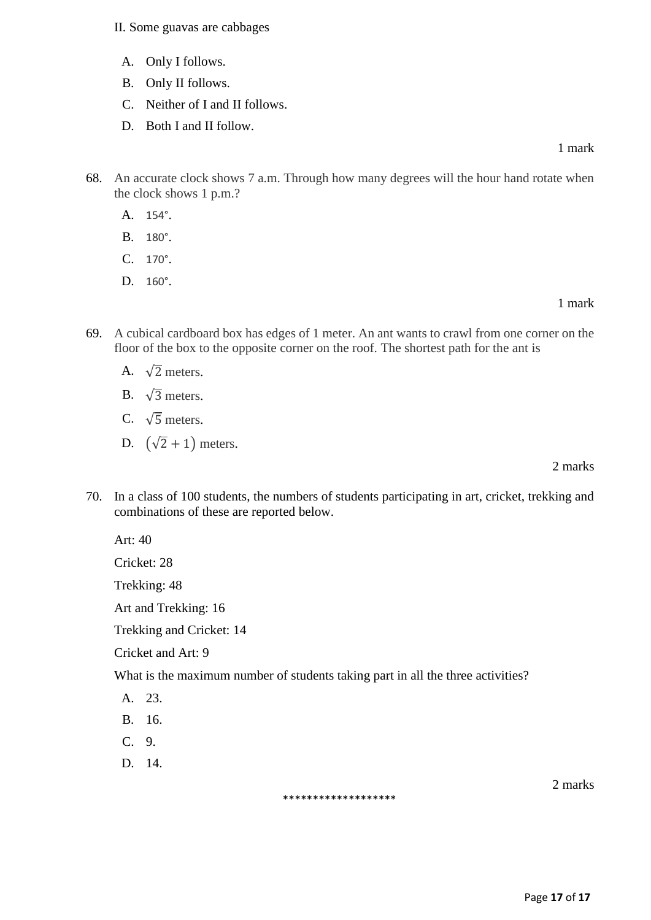II. Some guavas are cabbages

A. Only I follows.
B. Only II follows.
C. Neither of I and II follows.
D. Both I and II follow.

1 mark

68. An accurate clock shows 7 a.m. Through how many degrees will the hour hand rotate when the clock shows 1 p.m.?

A. 154°.
B. 180°.
C. 170°.
D. 160°.

1 mark

69. A cubical cardboard box has edges of 1 meter. An ant wants to crawl from one corner on the floor of the box to the opposite corner on the roof. The shortest path for the ant is

A. $\sqrt{2}$ meters.
B. $\sqrt{3}$ meters.
C. $\sqrt{5}$ meters.
D. $(\sqrt{2}+1)$ meters.

2 marks

70. In a class of 100 students, the numbers of students participating in art, cricket, trekking and combinations of these are reported below.

Art: 40

Cricket: 28

Trekking: 48

Art and Trekking: 16

Trekking and Cricket: 14

Cricket and Art: 9

What is the maximum number of students taking part in all the three activities?

A. 23.
B. 16.
C. 9.
D. 14.

2 marks

*******************